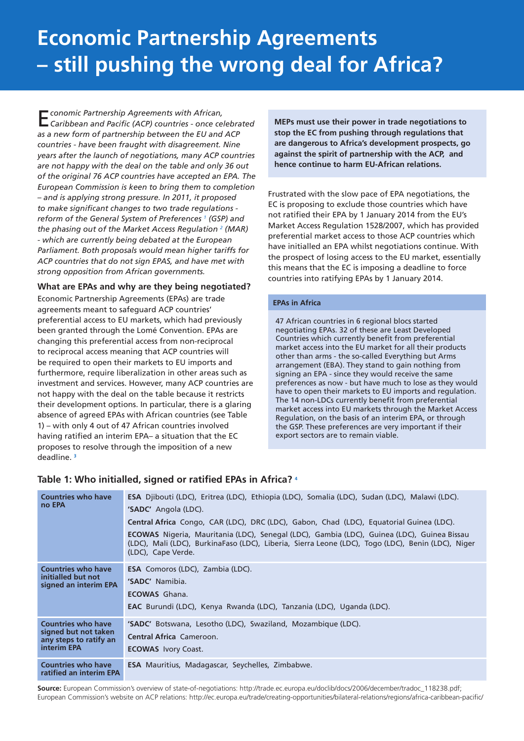# Economic Partnership Agreements – still pushing the wrong deal for Africa?

*Economic Partnership Agreements with African, Caribbean and Pacific (ACP) countries - once celebrated as a new form of partnership between the EU and ACP countries - have been fraught with disagreement. Nine years after the launch of negotiations, many ACP countries are not happy with the deal on the table and only 36 out of the original 76 ACP countries have accepted an EPA. The European Commission is keen to bring them to completion – and is applying strong pressure. In 2011, it proposed to make significant changes to two trade regulations - reform of the General System of Preferences [1] (GSP) and the phasing out of the Market Access Regulation [2] (MAR) - which are currently being debated at the European Parliament. Both proposals would mean higher tariffs for ACP countries that do not sign EPAS, and have met with strong opposition from African governments.*

### What are EPAs and why are they being negotiated?

Economic Partnership Agreements (EPAs) are trade agreements meant to safeguard ACP countries' preferential access to EU markets, which had previously been granted through the Lomé Convention. EPAs are changing this preferential access from non-reciprocal to reciprocal access meaning that ACP countries will be required to open their markets to EU imports and furthermore, require liberalization in other areas such as investment and services. However, many ACP countries are not happy with the deal on the table because it restricts their development options. In particular, there is a glaring absence of agreed EPAs with African countries (see Table 1) – with only 4 out of 47 African countries involved having ratified an interim EPA– a situation that the EC proposes to resolve through the imposition of a new deadline. [3]

**MEPs must use their power in trade negotiations to stop the EC from pushing through regulations that are dangerous to Africa's development prospects, go against the spirit of partnership with the ACP, and hence continue to harm EU-African relations.**

Frustrated with the slow pace of EPA negotiations, the EC is proposing to exclude those countries which have not ratified their EPA by 1 January 2014 from the EU's Market Access Regulation 1528/2007, which has provided preferential market access to those ACP countries which have initialled an EPA whilst negotiations continue. With the prospect of losing access to the EU market, essentially this means that the EC is imposing a deadline to force countries into ratifying EPAs by 1 January 2014.

**EPAs in Africa**

47 African countries in 6 regional blocs started negotiating EPAs. 32 of these are Least Developed Countries which currently benefit from preferential market access into the EU market for all their products other than arms - the so-called Everything but Arms arrangement (EBA). They stand to gain nothing from signing an EPA - since they would receive the same preferences as now - but have much to lose as they would have to open their markets to EU imports and regulation. The 14 non-LDCs currently benefit from preferential market access into EU markets through the Market Access Regulation, on the basis of an interim EPA, or through the GSP. These preferences are very important if their export sectors are to remain viable.

### Table 1: Who initialled, signed or ratified EPAs in Africa? [4]

| | |
|---|---|
| **Countries who have no EPA** | **ESA** Djibouti (LDC), Eritrea (LDC), Ethiopia (LDC), Somalia (LDC), Sudan (LDC), Malawi (LDC).<br>**'SADC'** Angola (LDC).<br>**Central Africa** Congo, CAR (LDC), DRC (LDC), Gabon, Chad (LDC), Equatorial Guinea (LDC).<br>**ECOWAS** Nigeria, Mauritania (LDC), Senegal (LDC), Gambia (LDC), Guinea (LDC), Guinea Bissau (LDC), Mali (LDC), BurkinaFaso (LDC), Liberia, Sierra Leone (LDC), Togo (LDC), Benin (LDC), Niger (LDC), Cape Verde. |
| **Countries who have initialled but not signed an interim EPA** | **ESA** Comoros (LDC), Zambia (LDC).<br>**'SADC'** Namibia.<br>**ECOWAS** Ghana.<br>**EAC** Burundi (LDC), Kenya Rwanda (LDC), Tanzania (LDC), Uganda (LDC). |
| **Countries who have signed but not taken any steps to ratify an interim EPA** | **'SADC'** Botswana, Lesotho (LDC), Swaziland, Mozambique (LDC).<br>**Central Africa** Cameroon.<br>**ECOWAS** Ivory Coast. |
| **Countries who have ratified an interim EPA** | **ESA** Mauritius, Madagascar, Seychelles, Zimbabwe. |

**Source:** European Commission's overview of state-of-negotiations: http://trade.ec.europa.eu/doclib/docs/2006/december/tradoc_118238.pdf; European Commission's website on ACP relations: http://ec.europa.eu/trade/creating-opportunities/bilateral-relations/regions/africa-caribbean-pacific/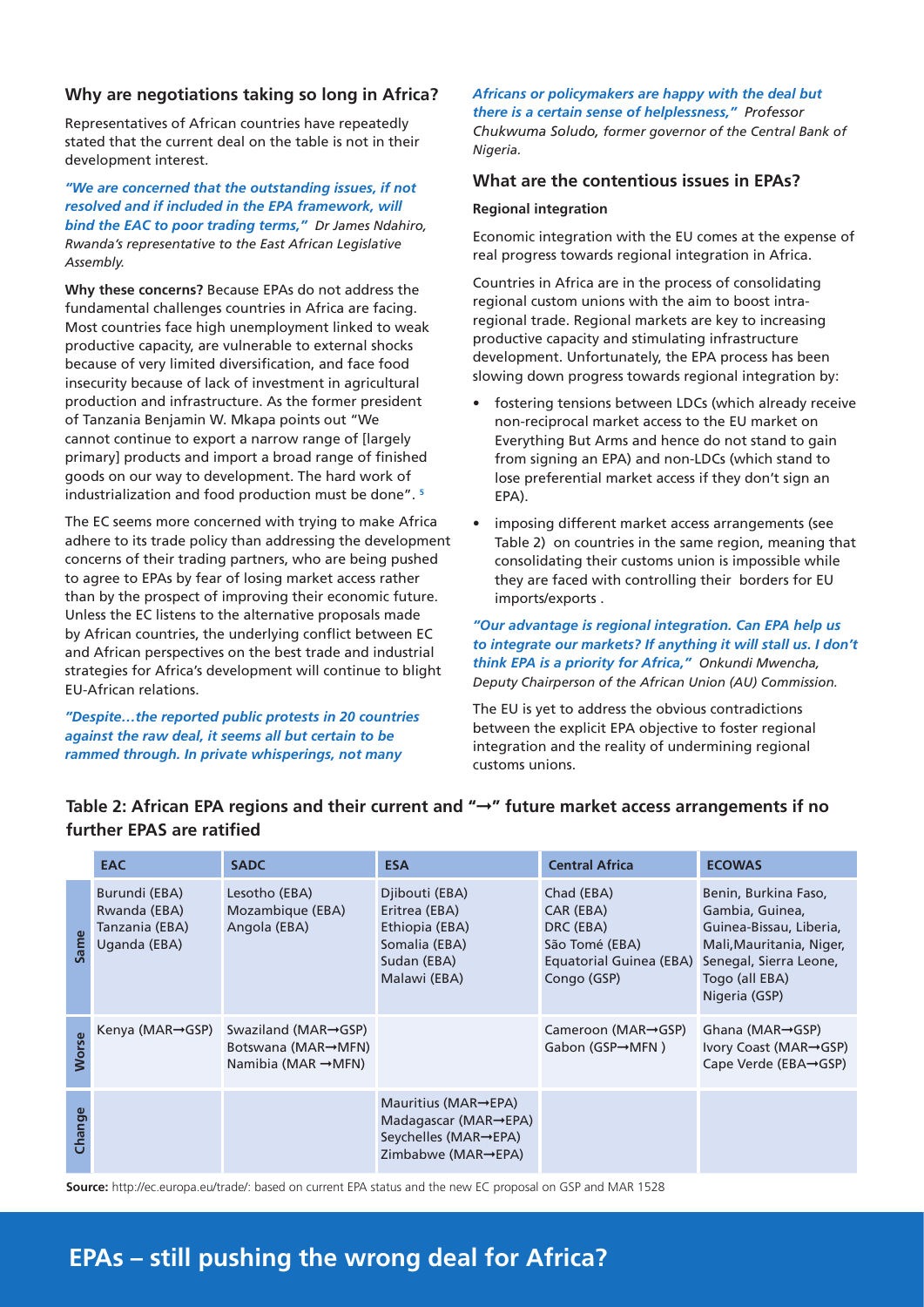## Why are negotiations taking so long in Africa?

Representatives of African countries have repeatedly stated that the current deal on the table is not in their development interest.

***"We are concerned that the outstanding issues, if not resolved and if included in the EPA framework, will bind the EAC to poor trading terms,"*** *Dr James Ndahiro, Rwanda's representative to the East African Legislative Assembly.*

**Why these concerns?** Because EPAs do not address the fundamental challenges countries in Africa are facing. Most countries face high unemployment linked to weak productive capacity, are vulnerable to external shocks because of very limited diversification, and face food insecurity because of lack of investment in agricultural production and infrastructure. As the former president of Tanzania Benjamin W. Mkapa points out "We cannot continue to export a narrow range of [largely primary] products and import a broad range of finished goods on our way to development. The hard work of industrialization and food production must be done". [5]

The EC seems more concerned with trying to make Africa adhere to its trade policy than addressing the development concerns of their trading partners, who are being pushed to agree to EPAs by fear of losing market access rather than by the prospect of improving their economic future. Unless the EC listens to the alternative proposals made by African countries, the underlying conflict between EC and African perspectives on the best trade and industrial strategies for Africa's development will continue to blight EU-African relations.

***"Despite…the reported public protests in 20 countries against the raw deal, it seems all but certain to be rammed through. In private whisperings, not many Africans or policymakers are happy with the deal but there is a certain sense of helplessness,"*** *Professor Chukwuma Soludo, former governor of the Central Bank of Nigeria.*

## What are the contentious issues in EPAs?

#### Regional integration

Economic integration with the EU comes at the expense of real progress towards regional integration in Africa.

Countries in Africa are in the process of consolidating regional custom unions with the aim to boost intra-regional trade. Regional markets are key to increasing productive capacity and stimulating infrastructure development. Unfortunately, the EPA process has been slowing down progress towards regional integration by:

- fostering tensions between LDCs (which already receive non-reciprocal market access to the EU market on Everything But Arms and hence do not stand to gain from signing an EPA) and non-LDCs (which stand to lose preferential market access if they don't sign an EPA).
- imposing different market access arrangements (see Table 2) on countries in the same region, meaning that consolidating their customs union is impossible while they are faced with controlling their borders for EU imports/exports .

***"Our advantage is regional integration. Can EPA help us to integrate our markets? If anything it will stall us. I don't think EPA is a priority for Africa,"*** *Onkundi Mwencha, Deputy Chairperson of the African Union (AU) Commission.*

The EU is yet to address the obvious contradictions between the explicit EPA objective to foster regional integration and the reality of undermining regional customs unions.

**Table 2: African EPA regions and their current and "→" future market access arrangements if no further EPAS are ratified**

| | EAC | SADC | ESA | Central Africa | ECOWAS |
|---|---|---|---|---|---|
| Same | Burundi (EBA)<br>Rwanda (EBA)<br>Tanzania (EBA)<br>Uganda (EBA) | Lesotho (EBA)<br>Mozambique (EBA)<br>Angola (EBA) | Djibouti (EBA)<br>Eritrea (EBA)<br>Ethiopia (EBA)<br>Somalia (EBA)<br>Sudan (EBA)<br>Malawi (EBA) | Chad (EBA)<br>CAR (EBA)<br>DRC (EBA)<br>São Tomé (EBA)<br>Equatorial Guinea (EBA)<br>Congo (GSP) | Benin, Burkina Faso, Gambia, Guinea, Guinea-Bissau, Liberia, Mali, Mauritania, Niger, Senegal, Sierra Leone, Togo (all EBA)<br>Nigeria (GSP) |
| Worse | Kenya (MAR→GSP) | Swaziland (MAR→GSP)<br>Botswana (MAR→MFN)<br>Namibia (MAR →MFN) | | Cameroon (MAR→GSP)<br>Gabon (GSP→MFN ) | Ghana (MAR→GSP)<br>Ivory Coast (MAR→GSP)<br>Cape Verde (EBA→GSP) |
| Change | | | Mauritius (MAR→EPA)<br>Madagascar (MAR→EPA)<br>Seychelles (MAR→EPA)<br>Zimbabwe (MAR→EPA) | | |

**Source:** http://ec.europa.eu/trade/: based on current EPA status and the new EC proposal on GSP and MAR 1528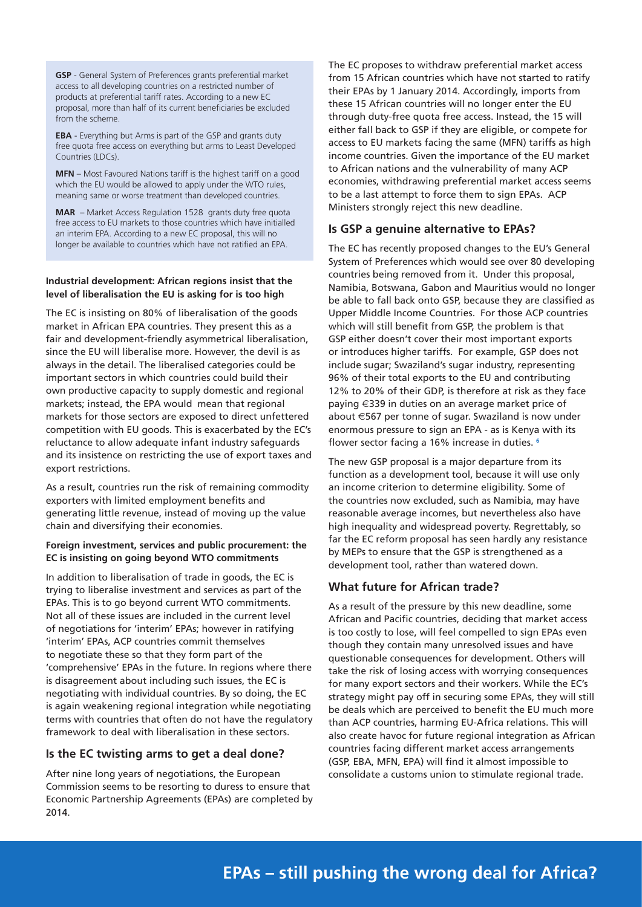**GSP** - General System of Preferences grants preferential market access to all developing countries on a restricted number of products at preferential tariff rates. According to a new EC proposal, more than half of its current beneficiaries be excluded from the scheme.

**EBA** - Everything but Arms is part of the GSP and grants duty free quota free access on everything but arms to Least Developed Countries (LDCs).

**MFN** – Most Favoured Nations tariff is the highest tariff on a good which the EU would be allowed to apply under the WTO rules, meaning same or worse treatment than developed countries.

**MAR** – Market Access Regulation 1528 grants duty free quota free access to EU markets to those countries which have initialled an interim EPA. According to a new EC proposal, this will no longer be available to countries which have not ratified an EPA.

#### Industrial development: African regions insist that the level of liberalisation the EU is asking for is too high

The EC is insisting on 80% of liberalisation of the goods market in African EPA countries. They present this as a fair and development-friendly asymmetrical liberalisation, since the EU will liberalise more. However, the devil is as always in the detail. The liberalised categories could be important sectors in which countries could build their own productive capacity to supply domestic and regional markets; instead, the EPA would mean that regional markets for those sectors are exposed to direct unfettered competition with EU goods. This is exacerbated by the EC's reluctance to allow adequate infant industry safeguards and its insistence on restricting the use of export taxes and export restrictions.

As a result, countries run the risk of remaining commodity exporters with limited employment benefits and generating little revenue, instead of moving up the value chain and diversifying their economies.

#### Foreign investment, services and public procurement: the EC is insisting on going beyond WTO commitments

In addition to liberalisation of trade in goods, the EC is trying to liberalise investment and services as part of the EPAs. This is to go beyond current WTO commitments. Not all of these issues are included in the current level of negotiations for 'interim' EPAs; however in ratifying 'interim' EPAs, ACP countries commit themselves to negotiate these so that they form part of the 'comprehensive' EPAs in the future. In regions where there is disagreement about including such issues, the EC is negotiating with individual countries. By so doing, the EC is again weakening regional integration while negotiating terms with countries that often do not have the regulatory framework to deal with liberalisation in these sectors.

## Is the EC twisting arms to get a deal done?

After nine long years of negotiations, the European Commission seems to be resorting to duress to ensure that Economic Partnership Agreements (EPAs) are completed by 2014.

The EC proposes to withdraw preferential market access from 15 African countries which have not started to ratify their EPAs by 1 January 2014. Accordingly, imports from these 15 African countries will no longer enter the EU through duty-free quota free access. Instead, the 15 will either fall back to GSP if they are eligible, or compete for access to EU markets facing the same (MFN) tariffs as high income countries. Given the importance of the EU market to African nations and the vulnerability of many ACP economies, withdrawing preferential market access seems to be a last attempt to force them to sign EPAs. ACP Ministers strongly reject this new deadline.

## Is GSP a genuine alternative to EPAs?

The EC has recently proposed changes to the EU's General System of Preferences which would see over 80 developing countries being removed from it. Under this proposal, Namibia, Botswana, Gabon and Mauritius would no longer be able to fall back onto GSP, because they are classified as Upper Middle Income Countries. For those ACP countries which will still benefit from GSP, the problem is that GSP either doesn't cover their most important exports or introduces higher tariffs. For example, GSP does not include sugar; Swaziland's sugar industry, representing 96% of their total exports to the EU and contributing 12% to 20% of their GDP, is therefore at risk as they face paying €339 in duties on an average market price of about €567 per tonne of sugar. Swaziland is now under enormous pressure to sign an EPA - as is Kenya with its flower sector facing a 16% increase in duties. [6]

The new GSP proposal is a major departure from its function as a development tool, because it will use only an income criterion to determine eligibility. Some of the countries now excluded, such as Namibia, may have reasonable average incomes, but nevertheless also have high inequality and widespread poverty. Regrettably, so far the EC reform proposal has seen hardly any resistance by MEPs to ensure that the GSP is strengthened as a development tool, rather than watered down.

## What future for African trade?

As a result of the pressure by this new deadline, some African and Pacific countries, deciding that market access is too costly to lose, will feel compelled to sign EPAs even though they contain many unresolved issues and have questionable consequences for development. Others will take the risk of losing access with worrying consequences for many export sectors and their workers. While the EC's strategy might pay off in securing some EPAs, they will still be deals which are perceived to benefit the EU much more than ACP countries, harming EU-Africa relations. This will also create havoc for future regional integration as African countries facing different market access arrangements (GSP, EBA, MFN, EPA) will find it almost impossible to consolidate a customs union to stimulate regional trade.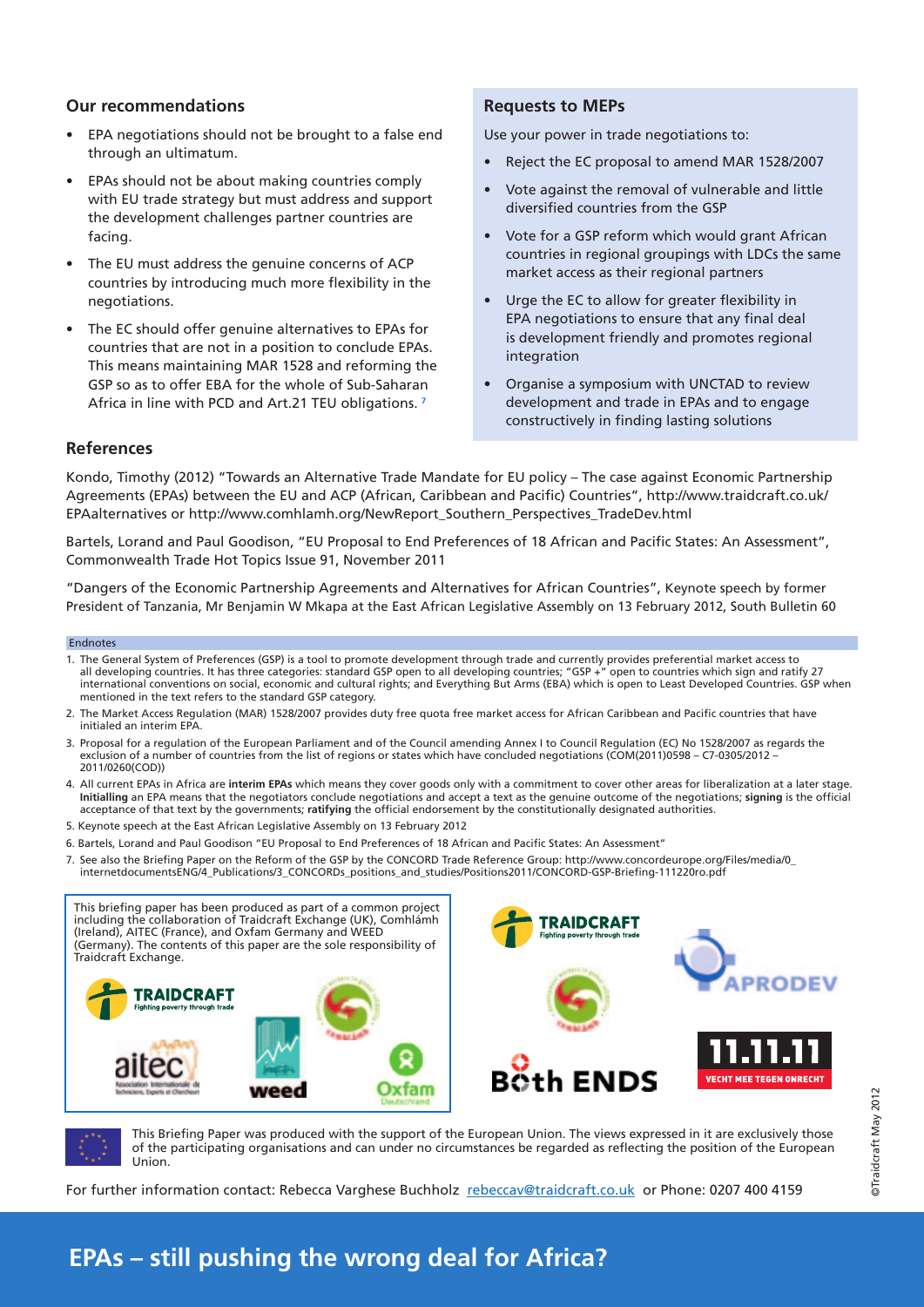## Our recommendations

- EPA negotiations should not be brought to a false end through an ultimatum.
- EPAs should not be about making countries comply with EU trade strategy but must address and support the development challenges partner countries are facing.
- The EU must address the genuine concerns of ACP countries by introducing much more flexibility in the negotiations.
- The EC should offer genuine alternatives to EPAs for countries that are not in a position to conclude EPAs. This means maintaining MAR 1528 and reforming the GSP so as to offer EBA for the whole of Sub-Saharan Africa in line with PCD and Art.21 TEU obligations. [7]

## Requests to MEPs

Use your power in trade negotiations to:

- Reject the EC proposal to amend MAR 1528/2007
- Vote against the removal of vulnerable and little diversified countries from the GSP
- Vote for a GSP reform which would grant African countries in regional groupings with LDCs the same market access as their regional partners
- Urge the EC to allow for greater flexibility in EPA negotiations to ensure that any final deal is development friendly and promotes regional integration
- Organise a symposium with UNCTAD to review development and trade in EPAs and to engage constructively in finding lasting solutions

## References

Kondo, Timothy (2012) "Towards an Alternative Trade Mandate for EU policy – The case against Economic Partnership Agreements (EPAs) between the EU and ACP (African, Caribbean and Pacific) Countries", http://www.traidcraft.co.uk/EPAalternatives or http://www.comhlamh.org/NewReport_Southern_Perspectives_TradeDev.html

Bartels, Lorand and Paul Goodison, "EU Proposal to End Preferences of 18 African and Pacific States: An Assessment", Commonwealth Trade Hot Topics Issue 91, November 2011

"Dangers of the Economic Partnership Agreements and Alternatives for African Countries", Keynote speech by former President of Tanzania, Mr Benjamin W Mkapa at the East African Legislative Assembly on 13 February 2012, South Bulletin 60

### Endnotes

1. The General System of Preferences (GSP) is a tool to promote development through trade and currently provides preferential market access to all developing countries. It has three categories: standard GSP open to all developing countries; "GSP +" open to countries which sign and ratify 27 international conventions on social, economic and cultural rights; and Everything But Arms (EBA) which is open to Least Developed Countries. GSP when mentioned in the text refers to the standard GSP category.
2. The Market Access Regulation (MAR) 1528/2007 provides duty free quota free market access for African Caribbean and Pacific countries that have initialed an interim EPA.
3. Proposal for a regulation of the European Parliament and of the Council amending Annex I to Council Regulation (EC) No 1528/2007 as regards the exclusion of a number of countries from the list of regions or states which have concluded negotiations (COM(2011)0598 – C7-0305/2012 – 2011/0260(COD))
4. All current EPAs in Africa are **interim EPAs** which means they cover goods only with a commitment to cover other areas for liberalization at a later stage. **Initialling** an EPA means that the negotiators conclude negotiations and accept a text as the genuine outcome of the negotiations; **signing** is the official acceptance of that text by the governments; **ratifying** the official endorsement by the constitutionally designated authorities.
5. Keynote speech at the East African Legislative Assembly on 13 February 2012
6. Bartels, Lorand and Paul Goodison "EU Proposal to End Preferences of 18 African and Pacific States: An Assessment"
7. See also the Briefing Paper on the Reform of the GSP by the CONCORD Trade Reference Group: http://www.concordeurope.org/Files/media/0_internetdocumentsENG/4_Publications/3_CONCORDs_positions_and_studies/Positions2011/CONCORD-GSP-Briefing-111220ro.pdf

This briefing paper has been produced as part of a common project including the collaboration of Traidcraft Exchange (UK), Comhlámh (Ireland), AITEC (France), and Oxfam Germany and WEED (Germany). The contents of this paper are the sole responsibility of Traidcraft Exchange.

This Briefing Paper was produced with the support of the European Union. The views expressed in it are exclusively those of the participating organisations and can under no circumstances be regarded as reflecting the position of the European Union.

For further information contact: Rebecca Varghese Buchholz rebeccav@traidcraft.co.uk or Phone: 0207 400 4159

©Traidcraft May 2012

**EPAs – still pushing the wrong deal for Africa?**